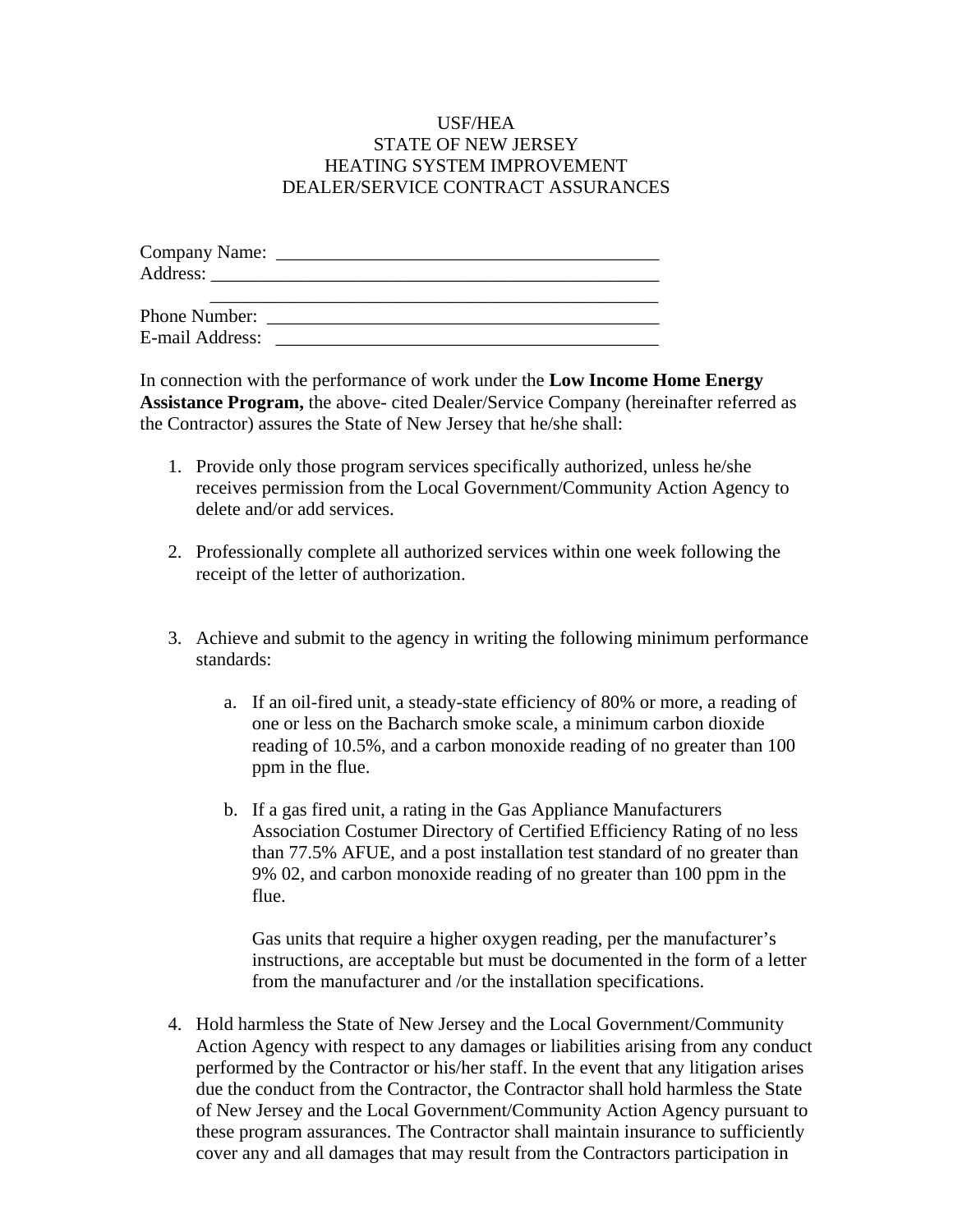# USF/HEA
# STATE OF NEW JERSEY
# HEATING SYSTEM IMPROVEMENT
# DEALER/SERVICE CONTRACT ASSURANCES

Company Name: ___________________________________________
Address: ________________________________________________
________________________________________________
Phone Number: ___________________________________________
E-mail Address: __________________________________________

In connection with the performance of work under the **Low Income Home Energy Assistance Program,** the above- cited Dealer/Service Company (hereinafter referred as the Contractor) assures the State of New Jersey that he/she shall:

1. Provide only those program services specifically authorized, unless he/she receives permission from the Local Government/Community Action Agency to delete and/or add services.

2. Professionally complete all authorized services within one week following the receipt of the letter of authorization.

3. Achieve and submit to the agency in writing the following minimum performance standards:

   a. If an oil-fired unit, a steady-state efficiency of 80% or more, a reading of one or less on the Bacharch smoke scale, a minimum carbon dioxide reading of 10.5%, and a carbon monoxide reading of no greater than 100 ppm in the flue.

   b. If a gas fired unit, a rating in the Gas Appliance Manufacturers Association Costumer Directory of Certified Efficiency Rating of no less than 77.5% AFUE, and a post installation test standard of no greater than 9% 02, and carbon monoxide reading of no greater than 100 ppm in the flue.

      Gas units that require a higher oxygen reading, per the manufacturer's instructions, are acceptable but must be documented in the form of a letter from the manufacturer and /or the installation specifications.

4. Hold harmless the State of New Jersey and the Local Government/Community Action Agency with respect to any damages or liabilities arising from any conduct performed by the Contractor or his/her staff. In the event that any litigation arises due the conduct from the Contractor, the Contractor shall hold harmless the State of New Jersey and the Local Government/Community Action Agency pursuant to these program assurances. The Contractor shall maintain insurance to sufficiently cover any and all damages that may result from the Contractors participation in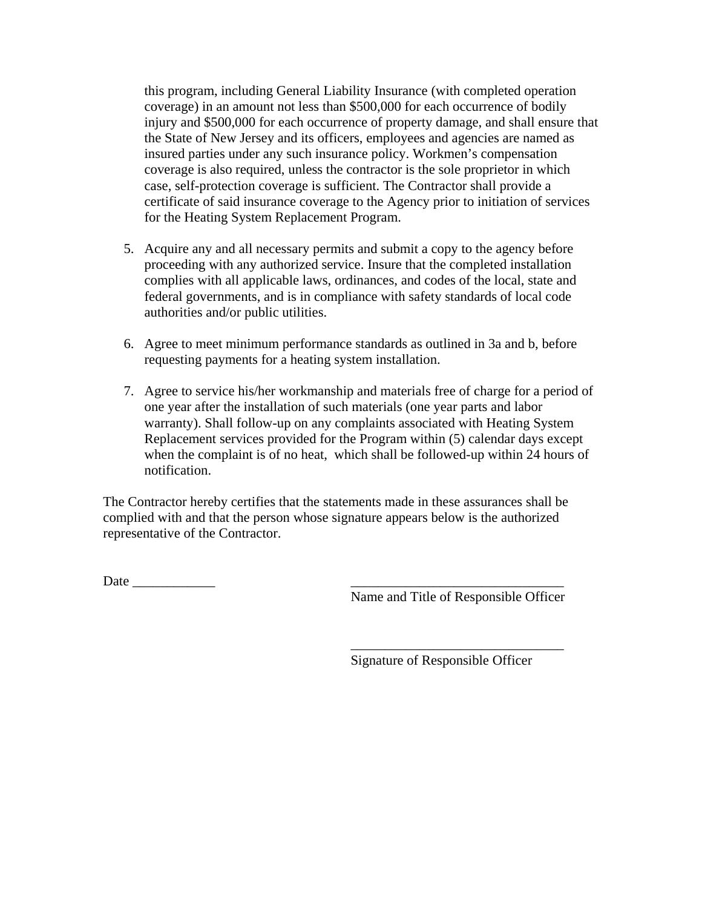this program, including General Liability Insurance (with completed operation coverage) in an amount not less than $500,000 for each occurrence of bodily injury and $500,000 for each occurrence of property damage, and shall ensure that the State of New Jersey and its officers, employees and agencies are named as insured parties under any such insurance policy. Workmen's compensation coverage is also required, unless the contractor is the sole proprietor in which case, self-protection coverage is sufficient. The Contractor shall provide a certificate of said insurance coverage to the Agency prior to initiation of services for the Heating System Replacement Program.

5. Acquire any and all necessary permits and submit a copy to the agency before proceeding with any authorized service. Insure that the completed installation complies with all applicable laws, ordinances, and codes of the local, state and federal governments, and is in compliance with safety standards of local code authorities and/or public utilities.

6. Agree to meet minimum performance standards as outlined in 3a and b, before requesting payments for a heating system installation.

7. Agree to service his/her workmanship and materials free of charge for a period of one year after the installation of such materials (one year parts and labor warranty). Shall follow-up on any complaints associated with Heating System Replacement services provided for the Program within (5) calendar days except when the complaint is of no heat, which shall be followed-up within 24 hours of notification.

The Contractor hereby certifies that the statements made in these assurances shall be complied with and that the person whose signature appears below is the authorized representative of the Contractor.

Date ____________

_______________________________
Name and Title of Responsible Officer

_______________________________
Signature of Responsible Officer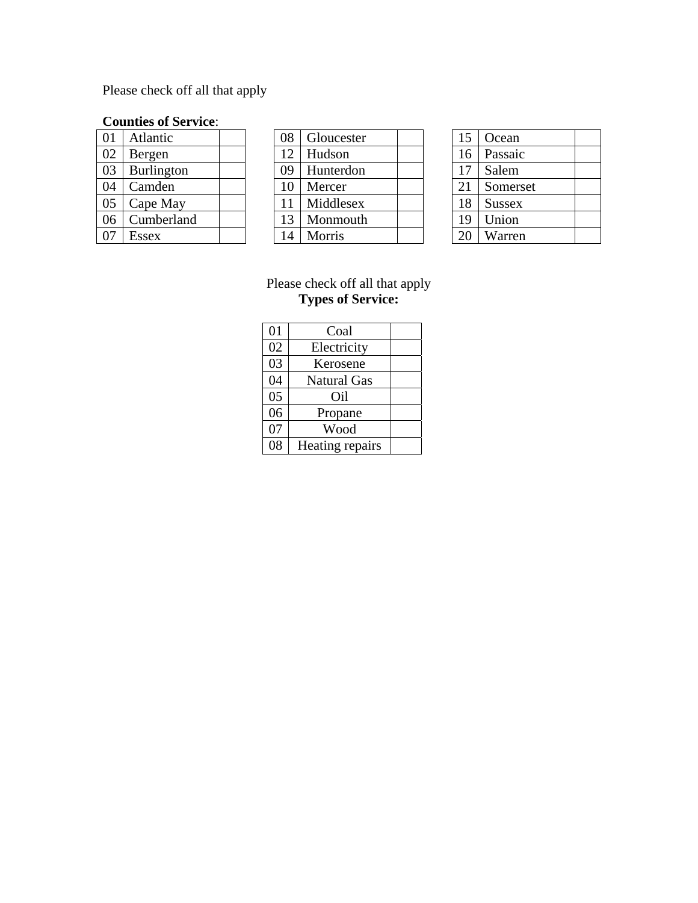Please check off all that apply

**Counties of Service**:

| | | |
|---|---|---|
| 01 | Atlantic | |
| 02 | Bergen | |
| 03 | Burlington | |
| 04 | Camden | |
| 05 | Cape May | |
| 06 | Cumberland | |
| 07 | Essex | |

| | | |
|---|---|---|
| 08 | Gloucester | |
| 12 | Hudson | |
| 09 | Hunterdon | |
| 10 | Mercer | |
| 11 | Middlesex | |
| 13 | Monmouth | |
| 14 | Morris | |

| | | |
|---|---|---|
| 15 | Ocean | |
| 16 | Passaic | |
| 17 | Salem | |
| 21 | Somerset | |
| 18 | Sussex | |
| 19 | Union | |
| 20 | Warren | |

Please check off all that apply
**Types of Service:**

| | | |
|---|---|---|
| 01 | Coal | |
| 02 | Electricity | |
| 03 | Kerosene | |
| 04 | Natural Gas | |
| 05 | Oil | |
| 06 | Propane | |
| 07 | Wood | |
| 08 | Heating repairs | |